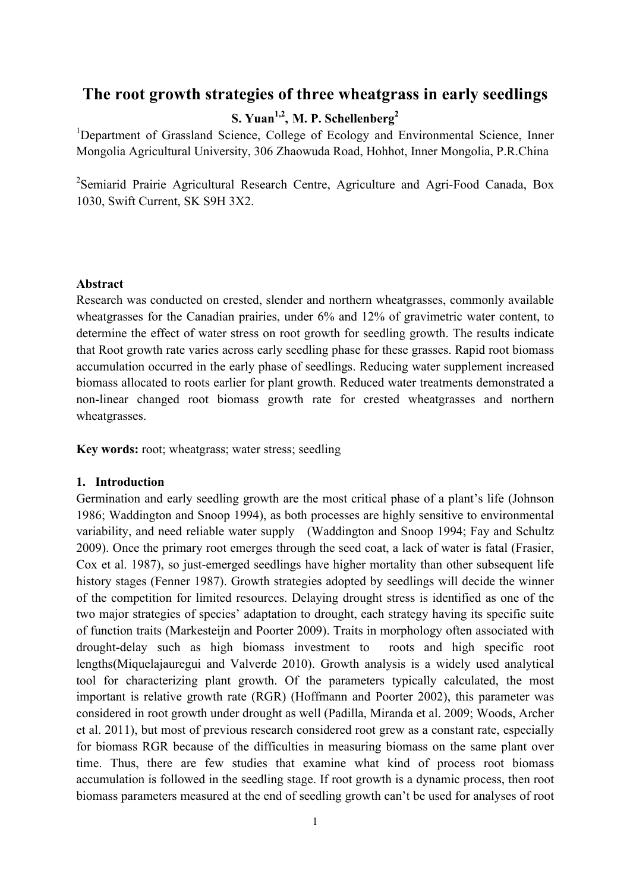# The root growth strategies of three wheatgrass in early seedlings

**S. Yuan[1,2], M. P. Schellenberg[2]**

[1]Department of Grassland Science, College of Ecology and Environmental Science, Inner Mongolia Agricultural University, 306 Zhaowuda Road, Hohhot, Inner Mongolia, P.R.China

[2]Semiarid Prairie Agricultural Research Centre, Agriculture and Agri-Food Canada, Box 1030, Swift Current, SK S9H 3X2.

**Abstract**

Research was conducted on crested, slender and northern wheatgrasses, commonly available wheatgrasses for the Canadian prairies, under 6% and 12% of gravimetric water content, to determine the effect of water stress on root growth for seedling growth. The results indicate that Root growth rate varies across early seedling phase for these grasses. Rapid root biomass accumulation occurred in the early phase of seedlings. Reducing water supplement increased biomass allocated to roots earlier for plant growth. Reduced water treatments demonstrated a non-linear changed root biomass growth rate for crested wheatgrasses and northern wheatgrasses.

**Key words:** root; wheatgrass; water stress; seedling

## 1. Introduction

Germination and early seedling growth are the most critical phase of a plant's life (Johnson 1986; Waddington and Snoop 1994), as both processes are highly sensitive to environmental variability, and need reliable water supply (Waddington and Snoop 1994; Fay and Schultz 2009). Once the primary root emerges through the seed coat, a lack of water is fatal (Frasier, Cox et al. 1987), so just-emerged seedlings have higher mortality than other subsequent life history stages (Fenner 1987). Growth strategies adopted by seedlings will decide the winner of the competition for limited resources. Delaying drought stress is identified as one of the two major strategies of species' adaptation to drought, each strategy having its specific suite of function traits (Markesteijn and Poorter 2009). Traits in morphology often associated with drought-delay such as high biomass investment to roots and high specific root lengths(Miquelajauregui and Valverde 2010). Growth analysis is a widely used analytical tool for characterizing plant growth. Of the parameters typically calculated, the most important is relative growth rate (RGR) (Hoffmann and Poorter 2002), this parameter was considered in root growth under drought as well (Padilla, Miranda et al. 2009; Woods, Archer et al. 2011), but most of previous research considered root grew as a constant rate, especially for biomass RGR because of the difficulties in measuring biomass on the same plant over time. Thus, there are few studies that examine what kind of process root biomass accumulation is followed in the seedling stage. If root growth is a dynamic process, then root biomass parameters measured at the end of seedling growth can't be used for analyses of root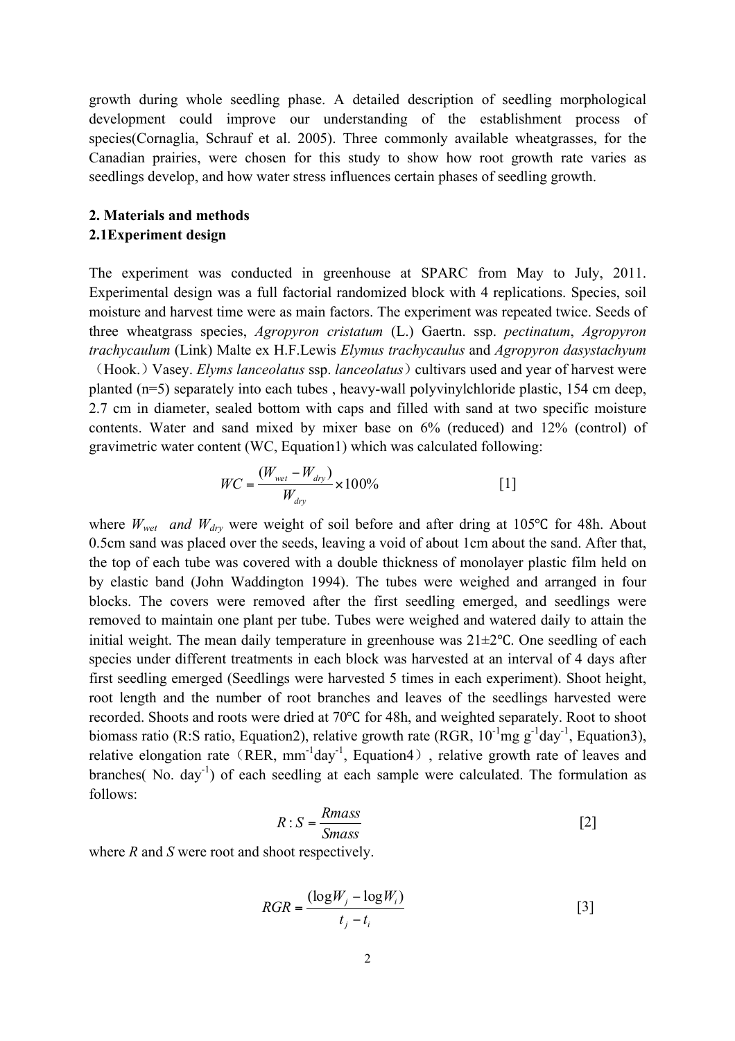growth during whole seedling phase. A detailed description of seedling morphological development could improve our understanding of the establishment process of species(Cornaglia, Schrauf et al. 2005). Three commonly available wheatgrasses, for the Canadian prairies, were chosen for this study to show how root growth rate varies as seedlings develop, and how water stress influences certain phases of seedling growth.

## 2. Materials and methods

### 2.1Experiment design

The experiment was conducted in greenhouse at SPARC from May to July, 2011. Experimental design was a full factorial randomized block with 4 replications. Species, soil moisture and harvest time were as main factors. The experiment was repeated twice. Seeds of three wheatgrass species, *Agropyron cristatum* (L.) Gaertn. ssp. *pectinatum*, *Agropyron trachycaulum* (Link) Malte ex H.F.Lewis *Elymus trachycaulus* and *Agropyron dasystachyum* （Hook.）Vasey. *Elyms lanceolatus* ssp. *lanceolatus*）cultivars used and year of harvest were planted (n=5) separately into each tubes , heavy-wall polyvinylchloride plastic, 154 cm deep, 2.7 cm in diameter, sealed bottom with caps and filled with sand at two specific moisture contents. Water and sand mixed by mixer base on 6% (reduced) and 12% (control) of gravimetric water content (WC, Equation1) which was calculated following:

$$WC = \frac{(W_{wet} - W_{dry})}{W_{dry}} \times 100\% \qquad [1]$$

where $W_{wet}$ *and* $W_{dry}$ were weight of soil before and after dring at 105℃ for 48h. About 0.5cm sand was placed over the seeds, leaving a void of about 1cm about the sand. After that, the top of each tube was covered with a double thickness of monolayer plastic film held on by elastic band (John Waddington 1994). The tubes were weighed and arranged in four blocks. The covers were removed after the first seedling emerged, and seedlings were removed to maintain one plant per tube. Tubes were weighed and watered daily to attain the initial weight. The mean daily temperature in greenhouse was 21±2℃. One seedling of each species under different treatments in each block was harvested at an interval of 4 days after first seedling emerged (Seedlings were harvested 5 times in each experiment). Shoot height, root length and the number of root branches and leaves of the seedlings harvested were recorded. Shoots and roots were dried at 70℃ for 48h, and weighted separately. Root to shoot biomass ratio (R:S ratio, Equation2), relative growth rate (RGR, $10^{-1}$mg g$^{-1}$day$^{-1}$, Equation3), relative elongation rate（RER, mm$^{-1}$day$^{-1}$, Equation4）, relative growth rate of leaves and branches( No. day$^{-1}$) of each seedling at each sample were calculated. The formulation as follows:

$$R:S = \frac{Rmass}{Smass} \qquad [2]$$

where *R* and *S* were root and shoot respectively.

$$RGR = \frac{(\log W_j - \log W_i)}{t_j - t_i} \qquad [3]$$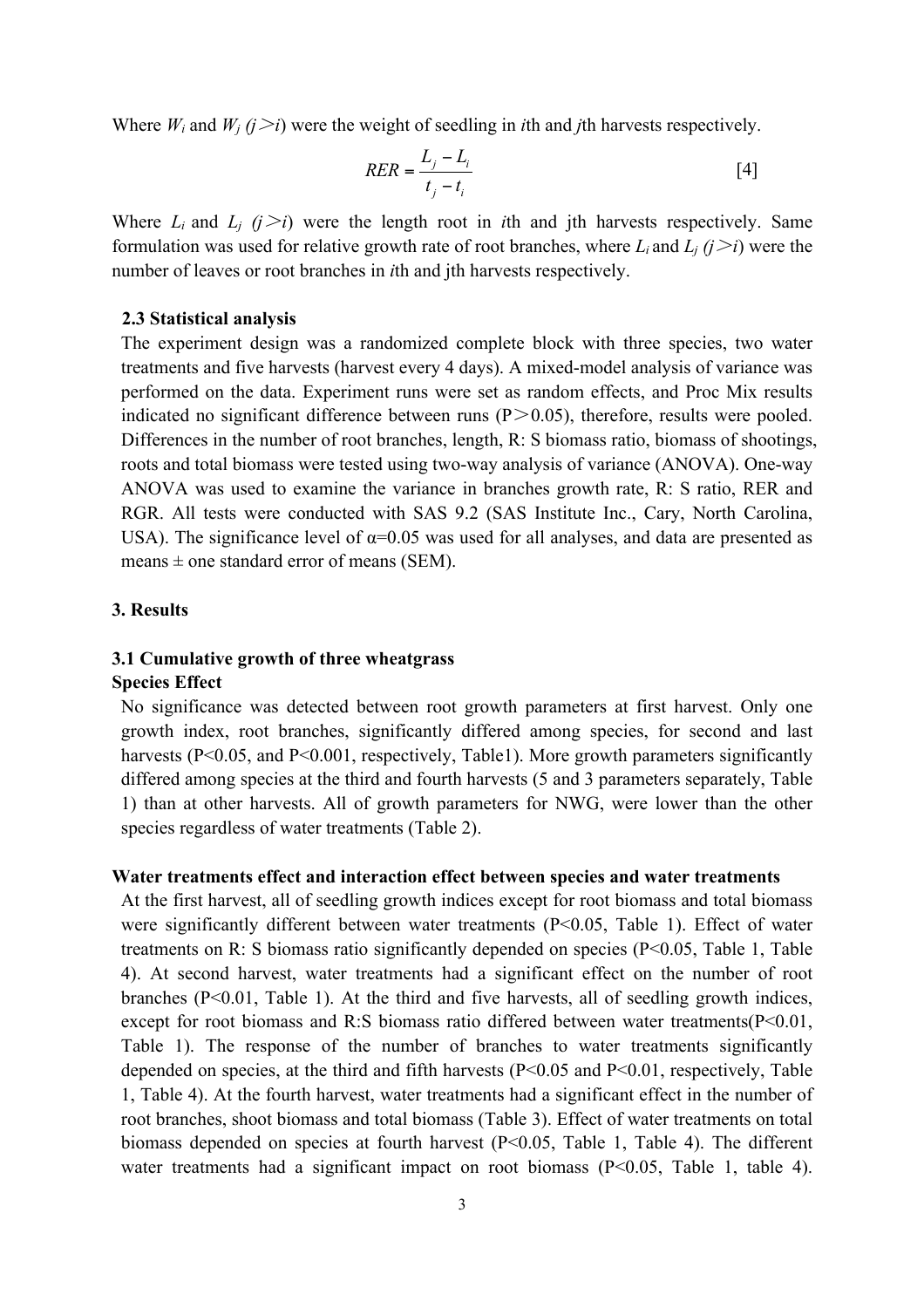Where $W_i$ and $W_j$ $(j > i)$ were the weight of seedling in $i$th and $j$th harvests respectively.

$$RER = \frac{L_j - L_i}{t_j - t_i} \quad [4]$$

Where $L_i$ and $L_j$ $(j > i)$ were the length root in $i$th and jth harvests respectively. Same formulation was used for relative growth rate of root branches, where $L_i$ and $L_j$ $(j > i)$ were the number of leaves or root branches in $i$th and jth harvests respectively.

### 2.3 Statistical analysis

The experiment design was a randomized complete block with three species, two water treatments and five harvests (harvest every 4 days). A mixed-model analysis of variance was performed on the data. Experiment runs were set as random effects, and Proc Mix results indicated no significant difference between runs ($P > 0.05$), therefore, results were pooled. Differences in the number of root branches, length, R: S biomass ratio, biomass of shootings, roots and total biomass were tested using two-way analysis of variance (ANOVA). One-way ANOVA was used to examine the variance in branches growth rate, R: S ratio, RER and RGR. All tests were conducted with SAS 9.2 (SAS Institute Inc., Cary, North Carolina, USA). The significance level of $\alpha=0.05$ was used for all analyses, and data are presented as means ± one standard error of means (SEM).

## 3. Results

### 3.1 Cumulative growth of three wheatgrass

**Species Effect**

No significance was detected between root growth parameters at first harvest. Only one growth index, root branches, significantly differed among species, for second and last harvests ($P<0.05$, and $P<0.001$, respectively, Table1). More growth parameters significantly differed among species at the third and fourth harvests (5 and 3 parameters separately, Table 1) than at other harvests. All of growth parameters for NWG, were lower than the other species regardless of water treatments (Table 2).

**Water treatments effect and interaction effect between species and water treatments**

At the first harvest, all of seedling growth indices except for root biomass and total biomass were significantly different between water treatments ($P<0.05$, Table 1). Effect of water treatments on R: S biomass ratio significantly depended on species ($P<0.05$, Table 1, Table 4). At second harvest, water treatments had a significant effect on the number of root branches ($P<0.01$, Table 1). At the third and five harvests, all of seedling growth indices, except for root biomass and R:S biomass ratio differed between water treatments($P<0.01$, Table 1). The response of the number of branches to water treatments significantly depended on species, at the third and fifth harvests ($P<0.05$ and $P<0.01$, respectively, Table 1, Table 4). At the fourth harvest, water treatments had a significant effect in the number of root branches, shoot biomass and total biomass (Table 3). Effect of water treatments on total biomass depended on species at fourth harvest ($P<0.05$, Table 1, Table 4). The different water treatments had a significant impact on root biomass ($P<0.05$, Table 1, table 4).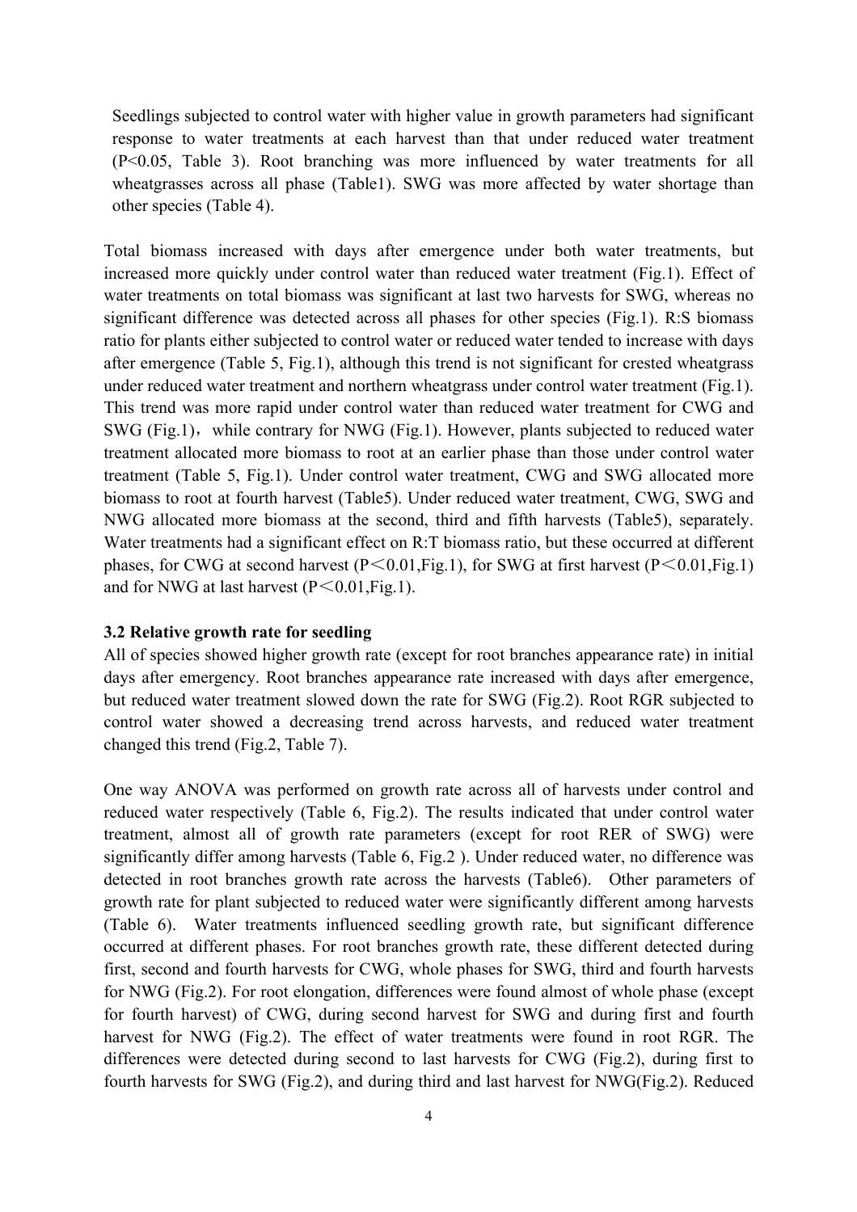Seedlings subjected to control water with higher value in growth parameters had significant response to water treatments at each harvest than that under reduced water treatment ($P<0.05$, Table 3). Root branching was more influenced by water treatments for all wheatgrasses across all phase (Table1). SWG was more affected by water shortage than other species (Table 4).

Total biomass increased with days after emergence under both water treatments, but increased more quickly under control water than reduced water treatment (Fig.1). Effect of water treatments on total biomass was significant at last two harvests for SWG, whereas no significant difference was detected across all phases for other species (Fig.1). R:S biomass ratio for plants either subjected to control water or reduced water tended to increase with days after emergence (Table 5, Fig.1), although this trend is not significant for crested wheatgrass under reduced water treatment and northern wheatgrass under control water treatment (Fig.1). This trend was more rapid under control water than reduced water treatment for CWG and SWG (Fig.1)，while contrary for NWG (Fig.1). However, plants subjected to reduced water treatment allocated more biomass to root at an earlier phase than those under control water treatment (Table 5, Fig.1). Under control water treatment, CWG and SWG allocated more biomass to root at fourth harvest (Table5). Under reduced water treatment, CWG, SWG and NWG allocated more biomass at the second, third and fifth harvests (Table5), separately. Water treatments had a significant effect on R:T biomass ratio, but these occurred at different phases, for CWG at second harvest ($P<0.01$,Fig.1), for SWG at first harvest ($P<0.01$,Fig.1) and for NWG at last harvest ($P<0.01$,Fig.1).

### 3.2 Relative growth rate for seedling

All of species showed higher growth rate (except for root branches appearance rate) in initial days after emergency. Root branches appearance rate increased with days after emergence, but reduced water treatment slowed down the rate for SWG (Fig.2). Root RGR subjected to control water showed a decreasing trend across harvests, and reduced water treatment changed this trend (Fig.2, Table 7).

One way ANOVA was performed on growth rate across all of harvests under control and reduced water respectively (Table 6, Fig.2). The results indicated that under control water treatment, almost all of growth rate parameters (except for root RER of SWG) were significantly differ among harvests (Table 6, Fig.2 ). Under reduced water, no difference was detected in root branches growth rate across the harvests (Table6). Other parameters of growth rate for plant subjected to reduced water were significantly different among harvests (Table 6). Water treatments influenced seedling growth rate, but significant difference occurred at different phases. For root branches growth rate, these different detected during first, second and fourth harvests for CWG, whole phases for SWG, third and fourth harvests for NWG (Fig.2). For root elongation, differences were found almost of whole phase (except for fourth harvest) of CWG, during second harvest for SWG and during first and fourth harvest for NWG (Fig.2). The effect of water treatments were found in root RGR. The differences were detected during second to last harvests for CWG (Fig.2), during first to fourth harvests for SWG (Fig.2), and during third and last harvest for NWG(Fig.2). Reduced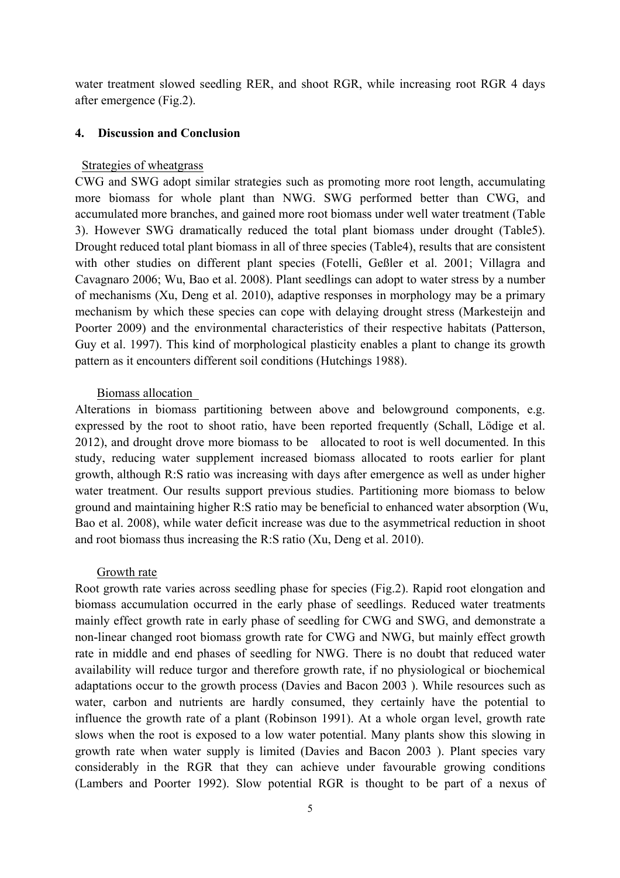water treatment slowed seedling RER, and shoot RGR, while increasing root RGR 4 days after emergence (Fig.2).

## 4. Discussion and Conclusion

### Strategies of wheatgrass

CWG and SWG adopt similar strategies such as promoting more root length, accumulating more biomass for whole plant than NWG. SWG performed better than CWG, and accumulated more branches, and gained more root biomass under well water treatment (Table 3). However SWG dramatically reduced the total plant biomass under drought (Table5). Drought reduced total plant biomass in all of three species (Table4), results that are consistent with other studies on different plant species (Fotelli, Geßler et al. 2001; Villagra and Cavagnaro 2006; Wu, Bao et al. 2008). Plant seedlings can adopt to water stress by a number of mechanisms (Xu, Deng et al. 2010), adaptive responses in morphology may be a primary mechanism by which these species can cope with delaying drought stress (Markesteijn and Poorter 2009) and the environmental characteristics of their respective habitats (Patterson, Guy et al. 1997). This kind of morphological plasticity enables a plant to change its growth pattern as it encounters different soil conditions (Hutchings 1988).

### Biomass allocation

Alterations in biomass partitioning between above and belowground components, e.g. expressed by the root to shoot ratio, have been reported frequently (Schall, Lödige et al. 2012), and drought drove more biomass to be allocated to root is well documented. In this study, reducing water supplement increased biomass allocated to roots earlier for plant growth, although R:S ratio was increasing with days after emergence as well as under higher water treatment. Our results support previous studies. Partitioning more biomass to below ground and maintaining higher R:S ratio may be beneficial to enhanced water absorption (Wu, Bao et al. 2008), while water deficit increase was due to the asymmetrical reduction in shoot and root biomass thus increasing the R:S ratio (Xu, Deng et al. 2010).

### Growth rate

Root growth rate varies across seedling phase for species (Fig.2). Rapid root elongation and biomass accumulation occurred in the early phase of seedlings. Reduced water treatments mainly effect growth rate in early phase of seedling for CWG and SWG, and demonstrate a non-linear changed root biomass growth rate for CWG and NWG, but mainly effect growth rate in middle and end phases of seedling for NWG. There is no doubt that reduced water availability will reduce turgor and therefore growth rate, if no physiological or biochemical adaptations occur to the growth process (Davies and Bacon 2003 ). While resources such as water, carbon and nutrients are hardly consumed, they certainly have the potential to influence the growth rate of a plant (Robinson 1991). At a whole organ level, growth rate slows when the root is exposed to a low water potential. Many plants show this slowing in growth rate when water supply is limited (Davies and Bacon 2003 ). Plant species vary considerably in the RGR that they can achieve under favourable growing conditions (Lambers and Poorter 1992). Slow potential RGR is thought to be part of a nexus of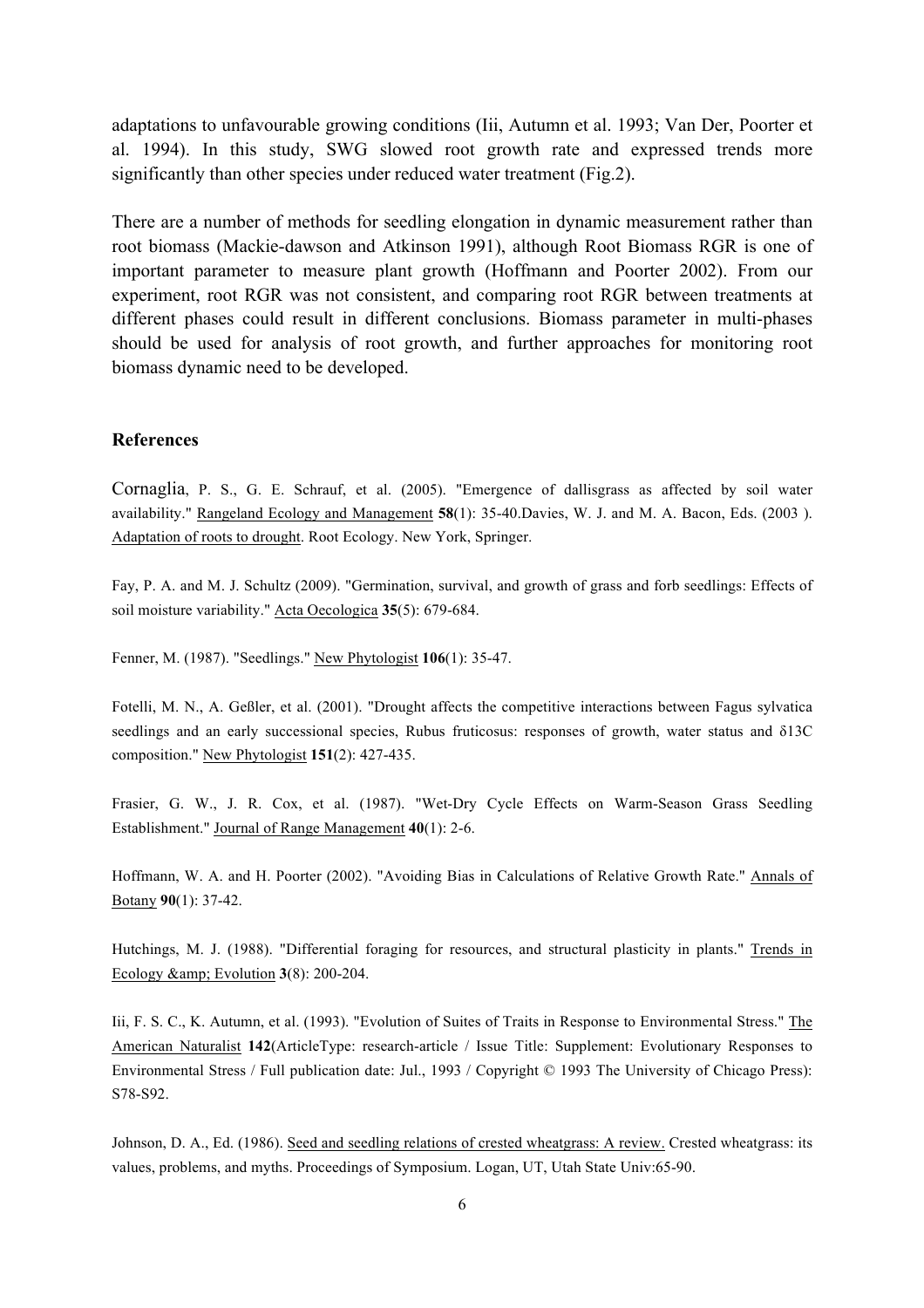adaptations to unfavourable growing conditions (Iii, Autumn et al. 1993; Van Der, Poorter et al. 1994). In this study, SWG slowed root growth rate and expressed trends more significantly than other species under reduced water treatment (Fig.2).

There are a number of methods for seedling elongation in dynamic measurement rather than root biomass (Mackie-dawson and Atkinson 1991), although Root Biomass RGR is one of important parameter to measure plant growth (Hoffmann and Poorter 2002). From our experiment, root RGR was not consistent, and comparing root RGR between treatments at different phases could result in different conclusions. Biomass parameter in multi-phases should be used for analysis of root growth, and further approaches for monitoring root biomass dynamic need to be developed.

### References

Cornaglia, P. S., G. E. Schrauf, et al. (2005). "Emergence of dallisgrass as affected by soil water availability." Rangeland Ecology and Management **58**(1): 35-40.Davies, W. J. and M. A. Bacon, Eds. (2003 ). Adaptation of roots to drought. Root Ecology. New York, Springer.

Fay, P. A. and M. J. Schultz (2009). "Germination, survival, and growth of grass and forb seedlings: Effects of soil moisture variability." Acta Oecologica **35**(5): 679-684.

Fenner, M. (1987). "Seedlings." New Phytologist **106**(1): 35-47.

Fotelli, M. N., A. Geßler, et al. (2001). "Drought affects the competitive interactions between Fagus sylvatica seedlings and an early successional species, Rubus fruticosus: responses of growth, water status and δ13C composition." New Phytologist **151**(2): 427-435.

Frasier, G. W., J. R. Cox, et al. (1987). "Wet-Dry Cycle Effects on Warm-Season Grass Seedling Establishment." Journal of Range Management **40**(1): 2-6.

Hoffmann, W. A. and H. Poorter (2002). "Avoiding Bias in Calculations of Relative Growth Rate." Annals of Botany **90**(1): 37-42.

Hutchings, M. J. (1988). "Differential foraging for resources, and structural plasticity in plants." Trends in Ecology &amp; Evolution **3**(8): 200-204.

Iii, F. S. C., K. Autumn, et al. (1993). "Evolution of Suites of Traits in Response to Environmental Stress." The American Naturalist **142**(ArticleType: research-article / Issue Title: Supplement: Evolutionary Responses to Environmental Stress / Full publication date: Jul., 1993 / Copyright © 1993 The University of Chicago Press): S78-S92.

Johnson, D. A., Ed. (1986). Seed and seedling relations of crested wheatgrass: A review. Crested wheatgrass: its values, problems, and myths. Proceedings of Symposium. Logan, UT, Utah State Univ:65-90.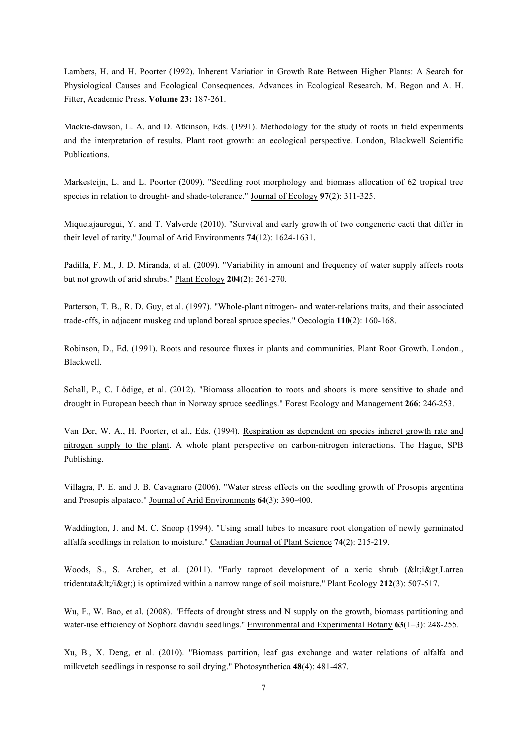Lambers, H. and H. Poorter (1992). Inherent Variation in Growth Rate Between Higher Plants: A Search for Physiological Causes and Ecological Consequences. Advances in Ecological Research. M. Begon and A. H. Fitter, Academic Press. **Volume 23:** 187-261.

Mackie-dawson, L. A. and D. Atkinson, Eds. (1991). Methodology for the study of roots in field experiments and the interpretation of results. Plant root growth: an ecological perspective. London, Blackwell Scientific Publications.

Markesteijn, L. and L. Poorter (2009). "Seedling root morphology and biomass allocation of 62 tropical tree species in relation to drought- and shade-tolerance." Journal of Ecology **97**(2): 311-325.

Miquelajauregui, Y. and T. Valverde (2010). "Survival and early growth of two congeneric cacti that differ in their level of rarity." Journal of Arid Environments **74**(12): 1624-1631.

Padilla, F. M., J. D. Miranda, et al. (2009). "Variability in amount and frequency of water supply affects roots but not growth of arid shrubs." Plant Ecology **204**(2): 261-270.

Patterson, T. B., R. D. Guy, et al. (1997). "Whole-plant nitrogen- and water-relations traits, and their associated trade-offs, in adjacent muskeg and upland boreal spruce species." Oecologia **110**(2): 160-168.

Robinson, D., Ed. (1991). Roots and resource fluxes in plants and communities. Plant Root Growth. London., Blackwell.

Schall, P., C. Lödige, et al. (2012). "Biomass allocation to roots and shoots is more sensitive to shade and drought in European beech than in Norway spruce seedlings." Forest Ecology and Management **266**: 246-253.

Van Der, W. A., H. Poorter, et al., Eds. (1994). Respiration as dependent on species inheret growth rate and nitrogen supply to the plant. A whole plant perspective on carbon-nitrogen interactions. The Hague, SPB Publishing.

Villagra, P. E. and J. B. Cavagnaro (2006). "Water stress effects on the seedling growth of Prosopis argentina and Prosopis alpataco." Journal of Arid Environments **64**(3): 390-400.

Waddington, J. and M. C. Snoop (1994). "Using small tubes to measure root elongation of newly germinated alfalfa seedlings in relation to moisture." Canadian Journal of Plant Science **74**(2): 215-219.

Woods, S., S. Archer, et al. (2011). "Early taproot development of a xeric shrub (&lt;i&gt;Larrea tridentata&lt;/i&gt;) is optimized within a narrow range of soil moisture." Plant Ecology **212**(3): 507-517.

Wu, F., W. Bao, et al. (2008). "Effects of drought stress and N supply on the growth, biomass partitioning and water-use efficiency of Sophora davidii seedlings." Environmental and Experimental Botany **63**(1–3): 248-255.

Xu, B., X. Deng, et al. (2010). "Biomass partition, leaf gas exchange and water relations of alfalfa and milkvetch seedlings in response to soil drying." Photosynthetica **48**(4): 481-487.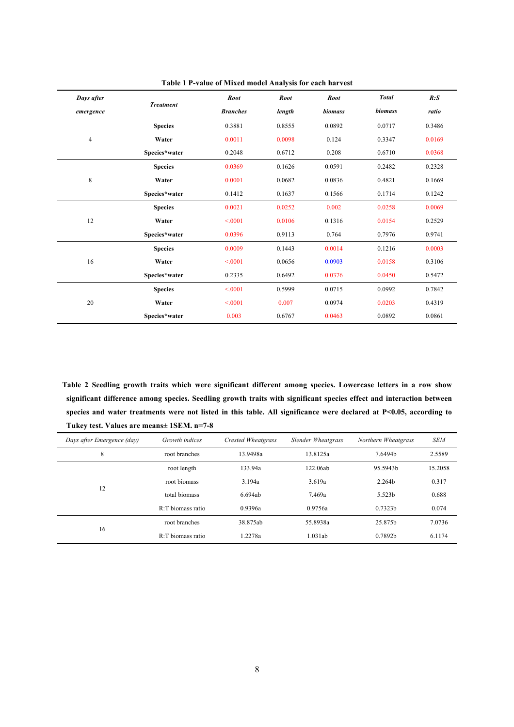**Table 1 P-value of Mixed model Analysis for each harvest**

| *Days after emergence* | *Treatment* | *Root Branches* | *Root length* | *Root biomass* | *Total biomass* | *R:S ratio* |
|---|---|---|---|---|---|---|
| 4 | **Species** | 0.3881 | 0.8555 | 0.0892 | 0.0717 | 0.3486 |
| | **Water** | 0.0011 | 0.0098 | 0.124 | 0.3347 | 0.0169 |
| | **Species\*water** | 0.2048 | 0.6712 | 0.208 | 0.6710 | 0.0368 |
| 8 | **Species** | 0.0369 | 0.1626 | 0.0591 | 0.2482 | 0.2328 |
| | **Water** | 0.0001 | 0.0682 | 0.0836 | 0.4821 | 0.1669 |
| | **Species\*water** | 0.1412 | 0.1637 | 0.1566 | 0.1714 | 0.1242 |
| 12 | **Species** | 0.0021 | 0.0252 | 0.002 | 0.0258 | 0.0069 |
| | **Water** | <.0001 | 0.0106 | 0.1316 | 0.0154 | 0.2529 |
| | **Species\*water** | 0.0396 | 0.9113 | 0.764 | 0.7976 | 0.9741 |
| 16 | **Species** | 0.0009 | 0.1443 | 0.0014 | 0.1216 | 0.0003 |
| | **Water** | <.0001 | 0.0656 | 0.0903 | 0.0158 | 0.3106 |
| | **Species\*water** | 0.2335 | 0.6492 | 0.0376 | 0.0450 | 0.5472 |
| 20 | **Species** | <.0001 | 0.5999 | 0.0715 | 0.0992 | 0.7842 |
| | **Water** | <.0001 | 0.007 | 0.0974 | 0.0203 | 0.4319 |
| | **Species\*water** | 0.003 | 0.6767 | 0.0463 | 0.0892 | 0.0861 |

**Table 2 Seedling growth traits which were significant different among species. Lowercase letters in a row show significant difference among species. Seedling growth traits with significant species effect and interaction between species and water treatments were not listed in this table. All significance were declared at P<0.05, according to Tukey test. Values are means± 1SEM. n=7-8**

| *Days after Emergence (day)* | *Growth indices* | *Crested Wheatgrass* | *Slender Wheatgrass* | *Northern Wheatgrass* | *SEM* |
|---|---|---|---|---|---|
| 8 | root branches | 13.9498a | 13.8125a | 7.6494b | 2.5589 |
| 12 | root length | 133.94a | 122.06ab | 95.5943b | 15.2058 |
| | root biomass | 3.194a | 3.619a | 2.264b | 0.317 |
| | total biomass | 6.694ab | 7.469a | 5.523b | 0.688 |
| | R:T biomass ratio | 0.9396a | 0.9756a | 0.7323b | 0.074 |
| 16 | root branches | 38.875ab | 55.8938a | 25.875b | 7.0736 |
| | R:T biomass ratio | 1.2278a | 1.031ab | 0.7892b | 6.1174 |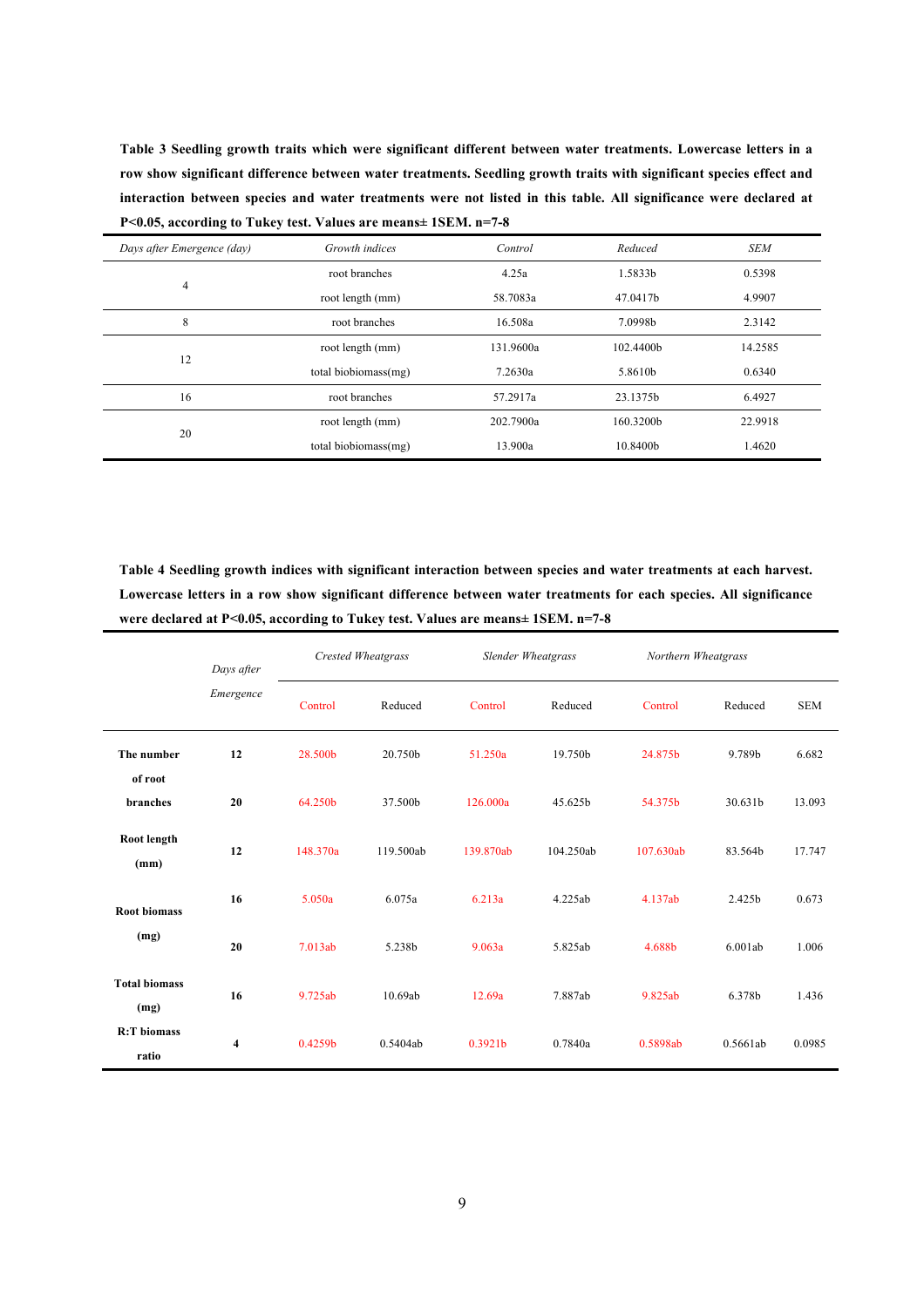**Table 3 Seedling growth traits which were significant different between water treatments. Lowercase letters in a row show significant difference between water treatments. Seedling growth traits with significant species effect and interaction between species and water treatments were not listed in this table. All significance were declared at P<0.05, according to Tukey test. Values are means± 1SEM. n=7-8**

| *Days after Emergence (day)* | *Growth indices* | *Control* | *Reduced* | *SEM* |
|---|---|---|---|---|
| 4 | root branches | 4.25a | 1.5833b | 0.5398 |
| | root length (mm) | 58.7083a | 47.0417b | 4.9907 |
| 8 | root branches | 16.508a | 7.0998b | 2.3142 |
| 12 | root length (mm) | 131.9600a | 102.4400b | 14.2585 |
| | total biobiomass(mg) | 7.2630a | 5.8610b | 0.6340 |
| 16 | root branches | 57.2917a | 23.1375b | 6.4927 |
| 20 | root length (mm) | 202.7900a | 160.3200b | 22.9918 |
| | total biobiomass(mg) | 13.900a | 10.8400b | 1.4620 |

**Table 4 Seedling growth indices with significant interaction between species and water treatments at each harvest. Lowercase letters in a row show significant difference between water treatments for each species. All significance were declared at P<0.05, according to Tukey test. Values are means± 1SEM. n=7-8**

| | *Days after Emergence* | *Crested Wheatgrass* | | *Slender Wheatgrass* | | *Northern Wheatgrass* | | |
|---|---|---|---|---|---|---|---|---|
| | | Control | Reduced | Control | Reduced | Control | Reduced | SEM |
| **The number of root branches** | **12** | 28.500b | 20.750b | 51.250a | 19.750b | 24.875b | 9.789b | 6.682 |
| | **20** | 64.250b | 37.500b | 126.000a | 45.625b | 54.375b | 30.631b | 13.093 |
| **Root length (mm)** | **12** | 148.370a | 119.500ab | 139.870ab | 104.250ab | 107.630ab | 83.564b | 17.747 |
| **Root biomass (mg)** | **16** | 5.050a | 6.075a | 6.213a | 4.225ab | 4.137ab | 2.425b | 0.673 |
| | **20** | 7.013ab | 5.238b | 9.063a | 5.825ab | 4.688b | 6.001ab | 1.006 |
| **Total biomass (mg)** | **16** | 9.725ab | 10.69ab | 12.69a | 7.887ab | 9.825ab | 6.378b | 1.436 |
| **R:T biomass ratio** | **4** | 0.4259b | 0.5404ab | 0.3921b | 0.7840a | 0.5898ab | 0.5661ab | 0.0985 |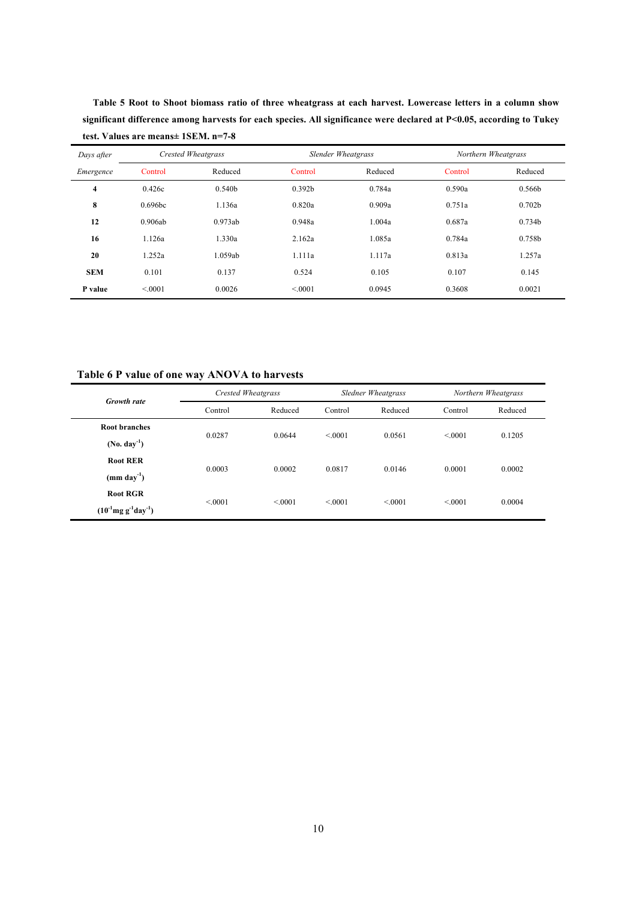**Table 5 Root to Shoot biomass ratio of three wheatgrass at each harvest. Lowercase letters in a column show significant difference among harvests for each species. All significance were declared at P<0.05, according to Tukey test. Values are means± 1SEM. n=7-8**

| *Days after* | *Crested Wheatgrass* | | *Slender Wheatgrass* | | *Northern Wheatgrass* | |
|---|---|---|---|---|---|---|
| *Emergence* | Control | Reduced | Control | Reduced | Control | Reduced |
| **4** | 0.426c | 0.540b | 0.392b | 0.784a | 0.590a | 0.566b |
| **8** | 0.696bc | 1.136a | 0.820a | 0.909a | 0.751a | 0.702b |
| **12** | 0.906ab | 0.973ab | 0.948a | 1.004a | 0.687a | 0.734b |
| **16** | 1.126a | 1.330a | 2.162a | 1.085a | 0.784a | 0.758b |
| **20** | 1.252a | 1.059ab | 1.111a | 1.117a | 0.813a | 1.257a |
| **SEM** | 0.101 | 0.137 | 0.524 | 0.105 | 0.107 | 0.145 |
| **P value** | <.0001 | 0.0026 | <.0001 | 0.0945 | 0.3608 | 0.0021 |

**Table 6 P value of one way ANOVA to harvests**

| ***Growth rate*** | *Crested Wheatgrass* | | *Sledner Wheatgrass* | | *Northern Wheatgrass* | |
|---|---|---|---|---|---|---|
| | Control | Reduced | Control | Reduced | Control | Reduced |
| **Root branches** **(No. day$^{-1}$)** | 0.0287 | 0.0644 | <.0001 | 0.0561 | <.0001 | 0.1205 |
| **Root RER** **(mm day$^{-1}$)** | 0.0003 | 0.0002 | 0.0817 | 0.0146 | 0.0001 | 0.0002 |
| **Root RGR** **($10^{-1}$mg g$^{-1}$day$^{-1}$)** | <.0001 | <.0001 | <.0001 | <.0001 | <.0001 | 0.0004 |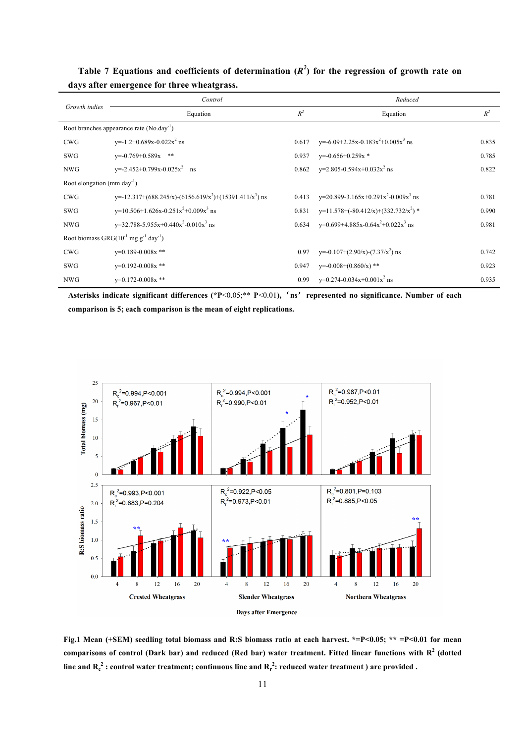**Table 7 Equations and coefficients of determination ($R^2$) for the regression of growth rate on days after emergence for three wheatgrass.**

| *Growth indies* | Control | | Reduced | |
|---|---|---|---|---|
| | Equation | $R^2$ | Equation | $R^2$ |
| Root branches appearance rate (No.day$^{-1}$) | | | | |
| CWG | $y=-1.2+0.689x-0.022x^2$ ns | 0.617 | $y=-6.09+2.25x-0.183x^2+0.005x^3$ ns | 0.835 |
| SWG | $y=-0.769+0.589x$ ** | 0.937 | $y=-0.656+0.259x$ * | 0.785 |
| NWG | $y=-2.452+0.799x-0.025x^2$ ns | 0.862 | $y=2.805-0.594x+0.032x^2$ ns | 0.822 |
| Root elongation (mm day$^{-1}$) | | | | |
| CWG | $y=-12.317+(688.245/x)-(6156.619/x^2)+(15391.411/x^3)$ ns | 0.413 | $y=20.899-3.165x+0.291x^2-0.009x^3$ ns | 0.781 |
| SWG | $y=10.506+1.626x-0.251x^2+0.009x^3$ ns | 0.831 | $y=11.578+(-80.412/x)+(332.732/x^2)$ * | 0.990 |
| NWG | $y=32.788-5.955x+0.440x^2-0.010x^3$ ns | 0.634 | $y=0.699+4.885x-0.64x^2+0.022x^3$ ns | 0.981 |
| Root biomass GRG($10^{-1}$ mg g$^{-1}$ day$^{-1}$) | | | | |
| CWG | $y=0.189-0.008x$ ** | 0.97 | $y=-0.107+(2.90/x)-(7.37/x^2)$ ns | 0.742 |
| SWG | $y=0.192-0.008x$ ** | 0.947 | $y=-0.008+(0.860/x)$ ** | 0.923 |
| NWG | $y=0.172-0.008x$ ** | 0.99 | $y=0.274-0.034x+0.001x^2$ ns | 0.935 |

**Asterisks indicate significant differences (*P<0.05;** P<0.01), 'ns' represented no significance. Number of each comparison is 5; each comparison is the mean of eight replications.**

**Fig.1 Mean (+SEM) seedling total biomass and R:S biomass ratio at each harvest. *=P<0.05; ** =P<0.01 for mean comparisons of control (Dark bar) and reduced (Red bar) water treatment. Fitted linear functions with $R^2$ (dotted line and $R_c^2$ : control water treatment; continuous line and $R_r^2$: reduced water treatment ) are provided .**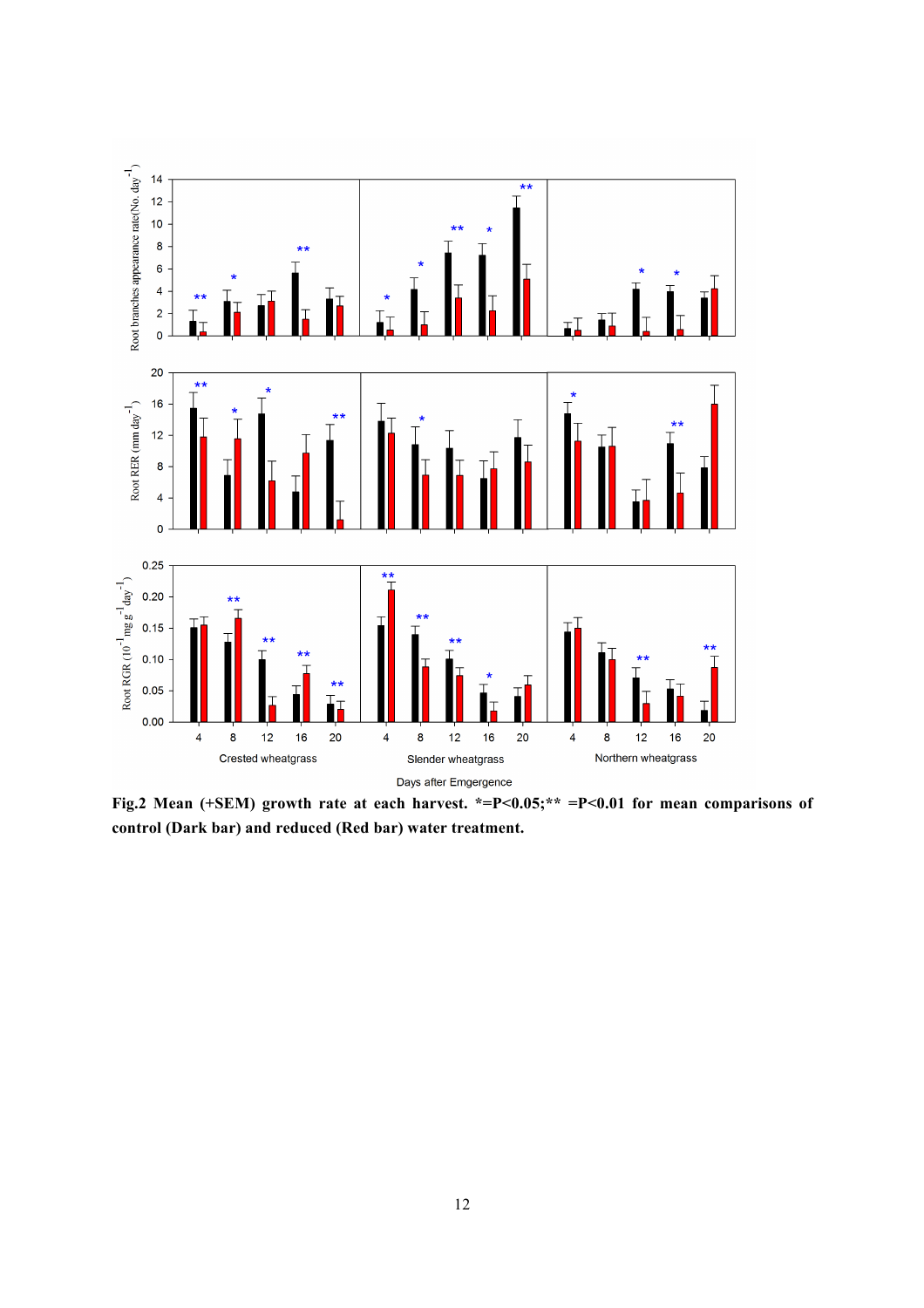Root branches appearance rate(No. day $^{-1}$)

14
12
10
8
6
4
2
0

Root RER (mm day $^{-1}$)

20
16
12
8
4
0

Root RGR ($10^{-1}$ mg g $^{-1}$ day $^{-1}$)

0.25
0.20
0.15
0.10
0.05
0.00

4 8 12 16 20

Crested wheatgrass

4 8 12 16 20

Slender wheatgrass

4 8 12 16 20

Northern wheatgrass

Days after Emergence

**Fig.2 Mean (+SEM) growth rate at each harvest. \*=P<0.05;\*\* =P<0.01 for mean comparisons of control (Dark bar) and reduced (Red bar) water treatment.**